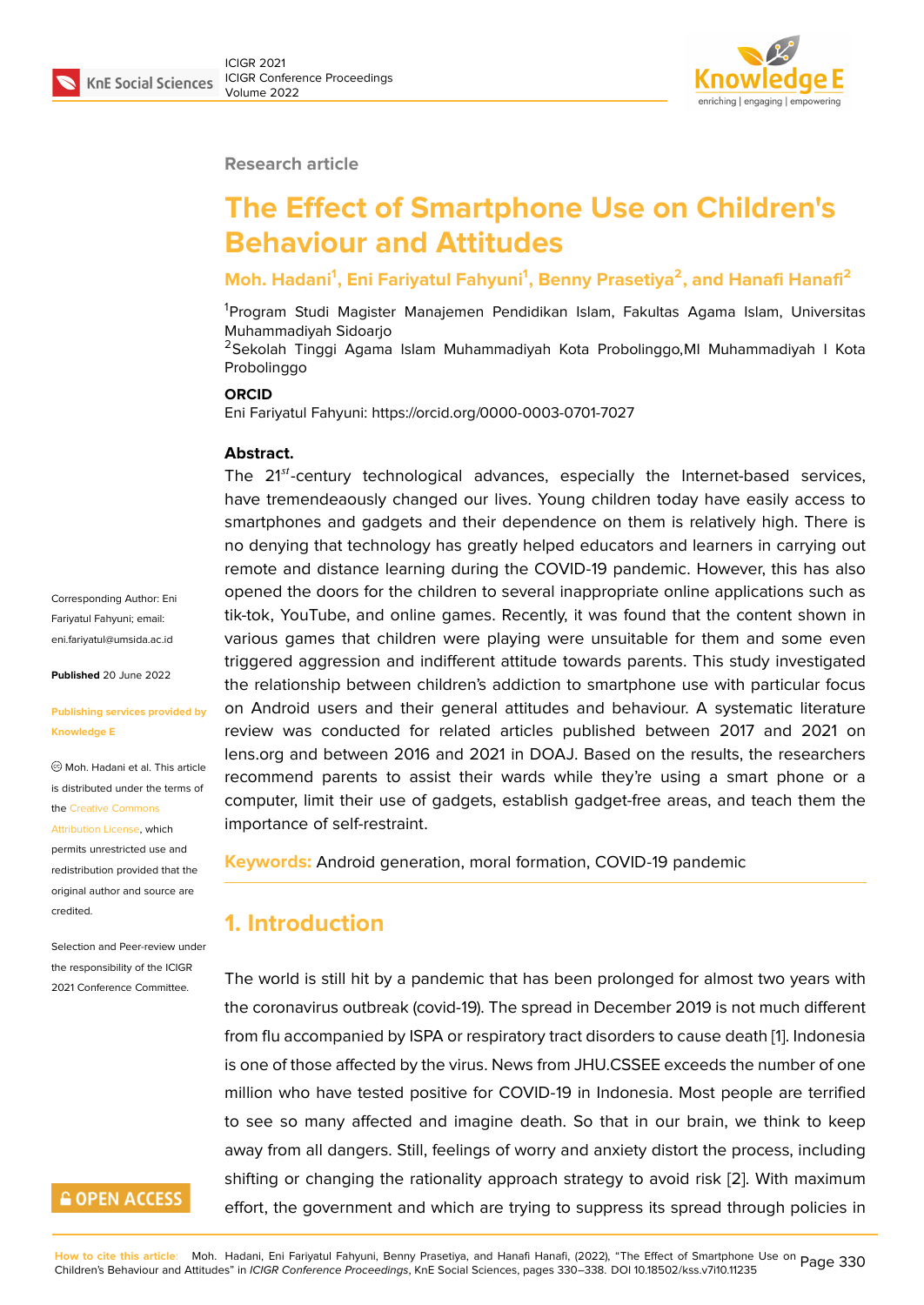Research article

# The Effect of Smartphone Use on Children's Behaviour and Attitudes

**Moh. Hadani[1], Eni Fariyatul Fahyuni[1], Benny Prasetiya[2], and Hanafi Hanafi[2]**

[1]Program Studi Magister Manajemen Pendidikan Islam, Fakultas Agama Islam, Universitas Muhammadiyah Sidoarjo
[2]Sekolah Tinggi Agama Islam Muhammadiyah Kota Probolinggo,MI Muhammadiyah I Kota Probolinggo

**ORCID**
Eni Fariyatul Fahyuni: https://orcid.org/0000-0003-0701-7027

Corresponding Author: Eni Fariyatul Fahyuni; email: eni.fariyatul@umsida.ac.id

**Published** 20 June 2022

**Publishing services provided by Knowledge E**

© Moh. Hadani et al. This article is distributed under the terms of the Creative Commons Attribution License, which permits unrestricted use and redistribution provided that the original author and source are credited.

Selection and Peer-review under the responsibility of the ICIGR 2021 Conference Committee.

**Abstract.**
The 21$^{st}$-century technological advances, especially the Internet-based services, have tremendeaously changed our lives. Young children today have easily access to smartphones and gadgets and their dependence on them is relatively high. There is no denying that technology has greatly helped educators and learners in carrying out remote and distance learning during the COVID-19 pandemic. However, this has also opened the doors for the children to several inappropriate online applications such as tik-tok, YouTube, and online games. Recently, it was found that the content shown in various games that children were playing were unsuitable for them and some even triggered aggression and indifferent attitude towards parents. This study investigated the relationship between children's addiction to smartphone use with particular focus on Android users and their general attitudes and behaviour. A systematic literature review was conducted for related articles published between 2017 and 2021 on lens.org and between 2016 and 2021 in DOAJ. Based on the results, the researchers recommend parents to assist their wards while they're using a smart phone or a computer, limit their use of gadgets, establish gadget-free areas, and teach them the importance of self-restraint.

**Keywords:** Android generation, moral formation, COVID-19 pandemic

## 1. Introduction

The world is still hit by a pandemic that has been prolonged for almost two years with the coronavirus outbreak (covid-19). The spread in December 2019 is not much different from flu accompanied by ISPA or respiratory tract disorders to cause death [1]. Indonesia is one of those affected by the virus. News from JHU.CSSEE exceeds the number of one million who have tested positive for COVID-19 in Indonesia. Most people are terrified to see so many affected and imagine death. So that in our brain, we think to keep away from all dangers. Still, feelings of worry and anxiety distort the process, including shifting or changing the rationality approach strategy to avoid risk [2]. With maximum effort, the government and which are trying to suppress its spread through policies in

How to cite this article: Moh. Hadani, Eni Fariyatul Fahyuni, Benny Prasetiya, and Hanafi Hanafi, (2022), "The Effect of Smartphone Use on Children's Behaviour and Attitudes" in *ICIGR Conference Proceedings*, KnE Social Sciences, pages 330–338. DOI 10.18502/kss.v7i10.11235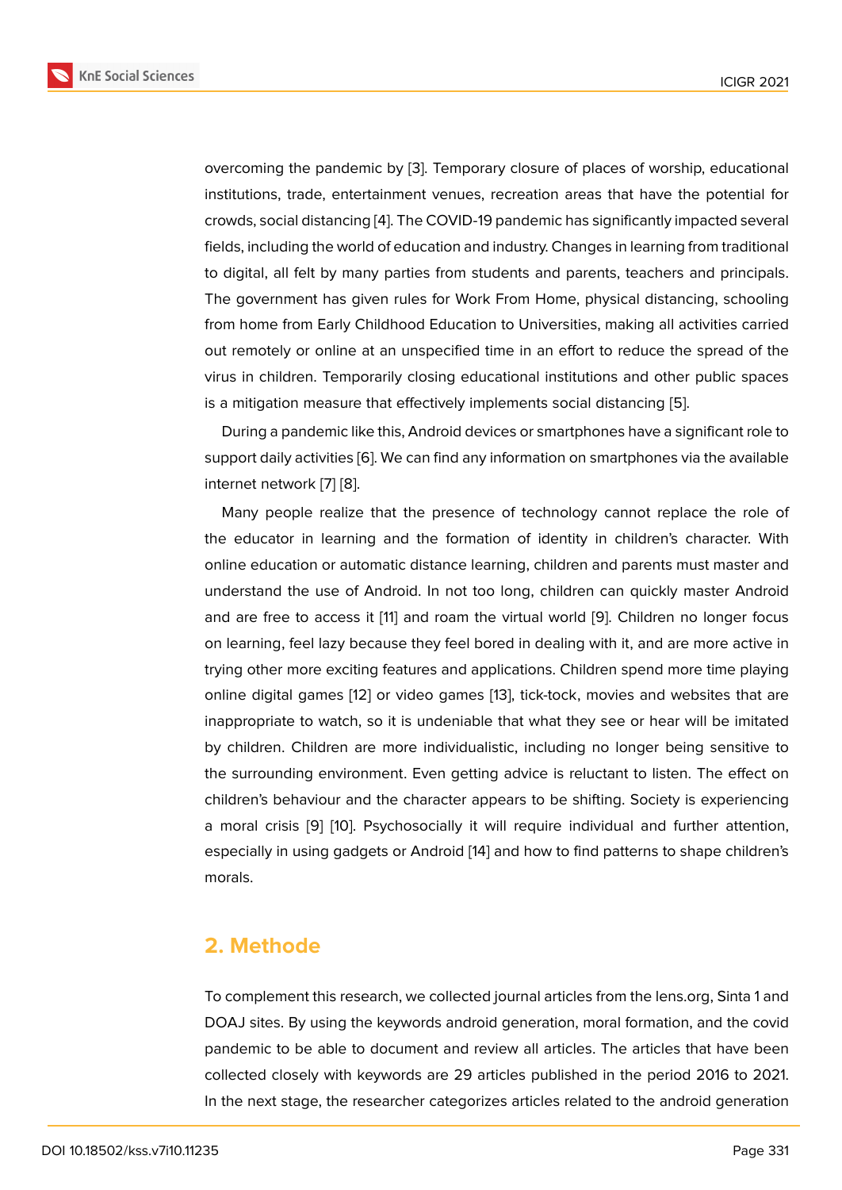overcoming the pandemic by [3]. Temporary closure of places of worship, educational institutions, trade, entertainment venues, recreation areas that have the potential for crowds, social distancing [4]. The COVID-19 pandemic has significantly impacted several fields, including the world of education and industry. Changes in learning from traditional to digital, all felt by many parties from students and parents, teachers and principals. The government has given rules for Work From Home, physical distancing, schooling from home from Early Childhood Education to Universities, making all activities carried out remotely or online at an unspecified time in an effort to reduce the spread of the virus in children. Temporarily closing educational institutions and other public spaces is a mitigation measure that effectively implements social distancing [5].

During a pandemic like this, Android devices or smartphones have a significant role to support daily activities [6]. We can find any information on smartphones via the available internet network [7] [8].

Many people realize that the presence of technology cannot replace the role of the educator in learning and the formation of identity in children's character. With online education or automatic distance learning, children and parents must master and understand the use of Android. In not too long, children can quickly master Android and are free to access it [11] and roam the virtual world [9]. Children no longer focus on learning, feel lazy because they feel bored in dealing with it, and are more active in trying other more exciting features and applications. Children spend more time playing online digital games [12] or video games [13], tick-tock, movies and websites that are inappropriate to watch, so it is undeniable that what they see or hear will be imitated by children. Children are more individualistic, including no longer being sensitive to the surrounding environment. Even getting advice is reluctant to listen. The effect on children's behaviour and the character appears to be shifting. Society is experiencing a moral crisis [9] [10]. Psychosocially it will require individual and further attention, especially in using gadgets or Android [14] and how to find patterns to shape children's morals.

## 2. Methode

To complement this research, we collected journal articles from the lens.org, Sinta 1 and DOAJ sites. By using the keywords android generation, moral formation, and the covid pandemic to be able to document and review all articles. The articles that have been collected closely with keywords are 29 articles published in the period 2016 to 2021. In the next stage, the researcher categorizes articles related to the android generation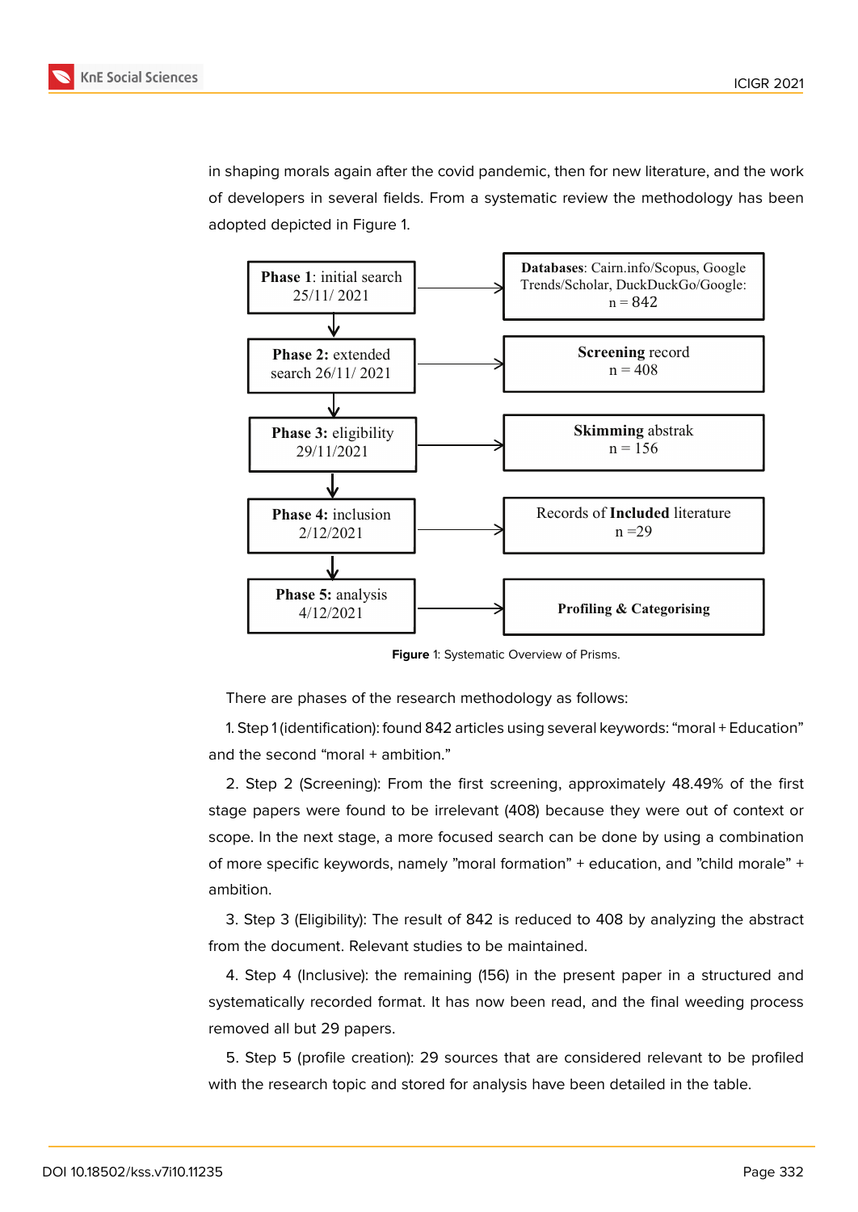in shaping morals again after the covid pandemic, then for new literature, and the work of developers in several fields. From a systematic review the methodology has been adopted depicted in Figure 1.

| Phase | Result |
|---|---|
| **Phase 1**: initial search 25/11/ 2021 | **Databases**: Cairn.info/Scopus, Google Trends/Scholar, DuckDuckGo/Google: n = 842 |
| **Phase 2:** extended search 26/11/ 2021 | **Screening** record n = 408 |
| **Phase 3:** eligibility 29/11/2021 | **Skimming** abstrak n = 156 |
| **Phase 4:** inclusion 2/12/2021 | Records of **Included** literature n =29 |
| **Phase 5:** analysis 4/12/2021 | **Profiling & Categorising** |

**Figure** 1: Systematic Overview of Prisms.

There are phases of the research methodology as follows:

1. Step 1 (identification): found 842 articles using several keywords: "moral + Education" and the second "moral + ambition."

2. Step 2 (Screening): From the first screening, approximately 48.49% of the first stage papers were found to be irrelevant (408) because they were out of context or scope. In the next stage, a more focused search can be done by using a combination of more specific keywords, namely "moral formation" + education, and "child morale" + ambition.

3. Step 3 (Eligibility): The result of 842 is reduced to 408 by analyzing the abstract from the document. Relevant studies to be maintained.

4. Step 4 (Inclusive): the remaining (156) in the present paper in a structured and systematically recorded format. It has now been read, and the final weeding process removed all but 29 papers.

5. Step 5 (profile creation): 29 sources that are considered relevant to be profiled with the research topic and stored for analysis have been detailed in the table.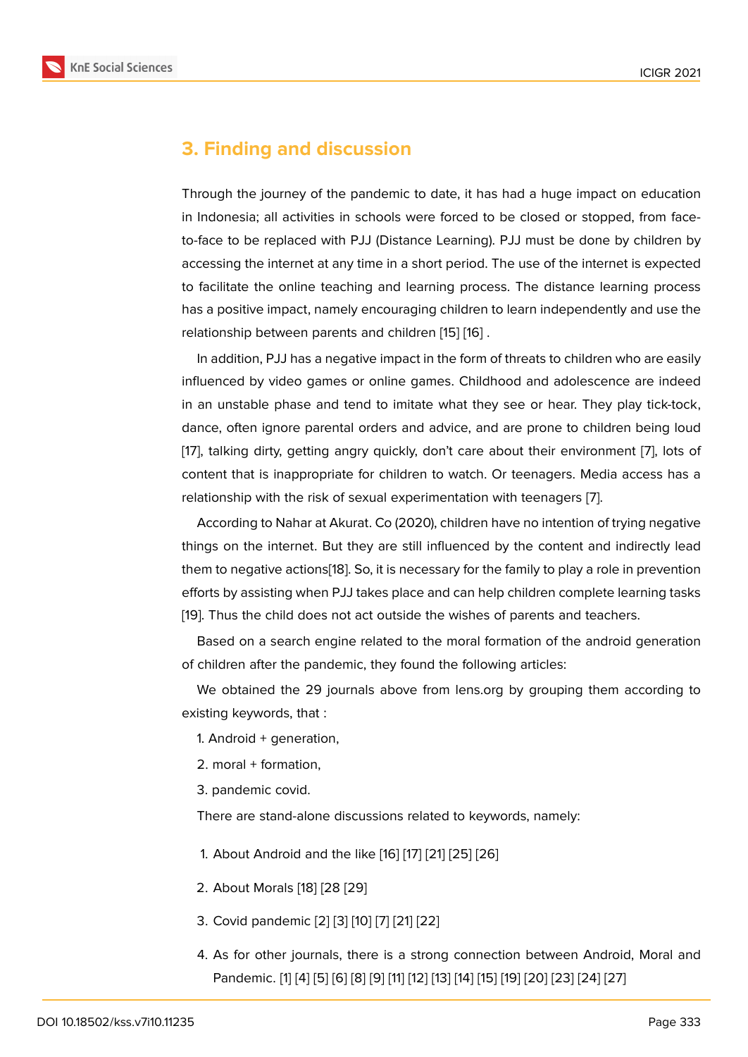## 3. Finding and discussion

Through the journey of the pandemic to date, it has had a huge impact on education in Indonesia; all activities in schools were forced to be closed or stopped, from face-to-face to be replaced with PJJ (Distance Learning). PJJ must be done by children by accessing the internet at any time in a short period. The use of the internet is expected to facilitate the online teaching and learning process. The distance learning process has a positive impact, namely encouraging children to learn independently and use the relationship between parents and children [15] [16] .

In addition, PJJ has a negative impact in the form of threats to children who are easily influenced by video games or online games. Childhood and adolescence are indeed in an unstable phase and tend to imitate what they see or hear. They play tick-tock, dance, often ignore parental orders and advice, and are prone to children being loud [17], talking dirty, getting angry quickly, don't care about their environment [7], lots of content that is inappropriate for children to watch. Or teenagers. Media access has a relationship with the risk of sexual experimentation with teenagers [7].

According to Nahar at Akurat. Co (2020), children have no intention of trying negative things on the internet. But they are still influenced by the content and indirectly lead them to negative actions[18]. So, it is necessary for the family to play a role in prevention efforts by assisting when PJJ takes place and can help children complete learning tasks [19]. Thus the child does not act outside the wishes of parents and teachers.

Based on a search engine related to the moral formation of the android generation of children after the pandemic, they found the following articles:

We obtained the 29 journals above from lens.org by grouping them according to existing keywords, that :

1. Android + generation,
2. moral + formation,
3. pandemic covid.

There are stand-alone discussions related to keywords, namely:

1. About Android and the like [16] [17] [21] [25] [26]
2. About Morals [18] [28 [29]
3. Covid pandemic [2] [3] [10] [7] [21] [22]
4. As for other journals, there is a strong connection between Android, Moral and Pandemic. [1] [4] [5] [6] [8] [9] [11] [12] [13] [14] [15] [19] [20] [23] [24] [27]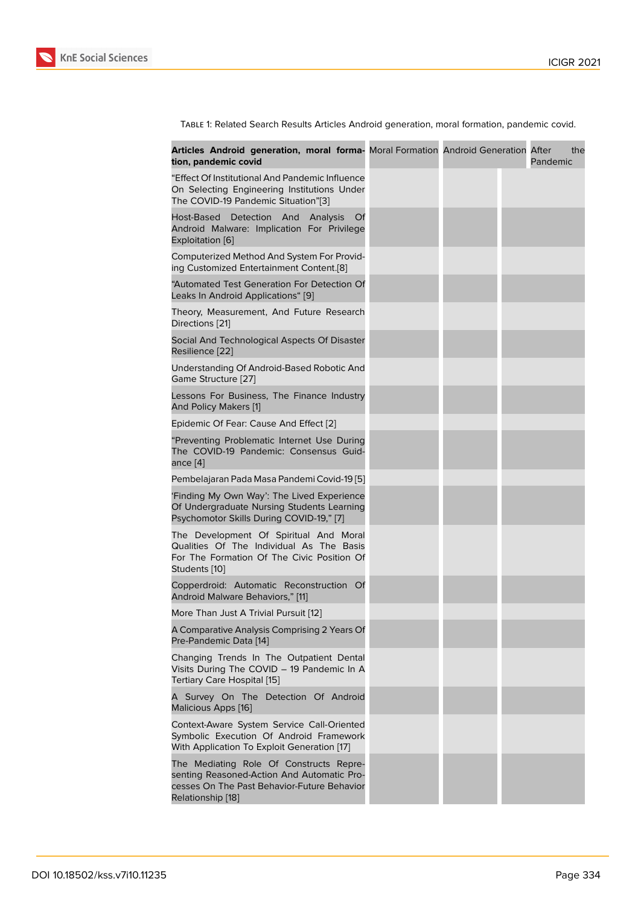Table 1: Related Search Results Articles Android generation, moral formation, pandemic covid.

| **Articles Android generation, moral formation, pandemic covid** | Moral Formation | Android Generation | After the Pandemic |
|---|---|---|---|
| "Effect Of Institutional And Pandemic Influence On Selecting Engineering Institutions Under The COVID-19 Pandemic Situation"[3] | | | |
| Host-Based Detection And Analysis Of Android Malware: Implication For Privilege Exploitation [6] | | | |
| Computerized Method And System For Providing Customized Entertainment Content.[8] | | | |
| "Automated Test Generation For Detection Of Leaks In Android Applications" [9] | | | |
| Theory, Measurement, And Future Research Directions [21] | | | |
| Social And Technological Aspects Of Disaster Resilience [22] | | | |
| Understanding Of Android-Based Robotic And Game Structure [27] | | | |
| Lessons For Business, The Finance Industry And Policy Makers [1] | | | |
| Epidemic Of Fear: Cause And Effect [2] | | | |
| "Preventing Problematic Internet Use During The COVID-19 Pandemic: Consensus Guidance [4] | | | |
| Pembelajaran Pada Masa Pandemi Covid-19 [5] | | | |
| 'Finding My Own Way': The Lived Experience Of Undergraduate Nursing Students Learning Psychomotor Skills During COVID-19," [7] | | | |
| The Development Of Spiritual And Moral Qualities Of The Individual As The Basis For The Formation Of The Civic Position Of Students [10] | | | |
| Copperdroid: Automatic Reconstruction Of Android Malware Behaviors," [11] | | | |
| More Than Just A Trivial Pursuit [12] | | | |
| A Comparative Analysis Comprising 2 Years Of Pre-Pandemic Data [14] | | | |
| Changing Trends In The Outpatient Dental Visits During The COVID – 19 Pandemic In A Tertiary Care Hospital [15] | | | |
| A Survey On The Detection Of Android Malicious Apps [16] | | | |
| Context-Aware System Service Call-Oriented Symbolic Execution Of Android Framework With Application To Exploit Generation [17] | | | |
| The Mediating Role Of Constructs Representing Reasoned-Action And Automatic Processes On The Past Behavior-Future Behavior Relationship [18] | | | |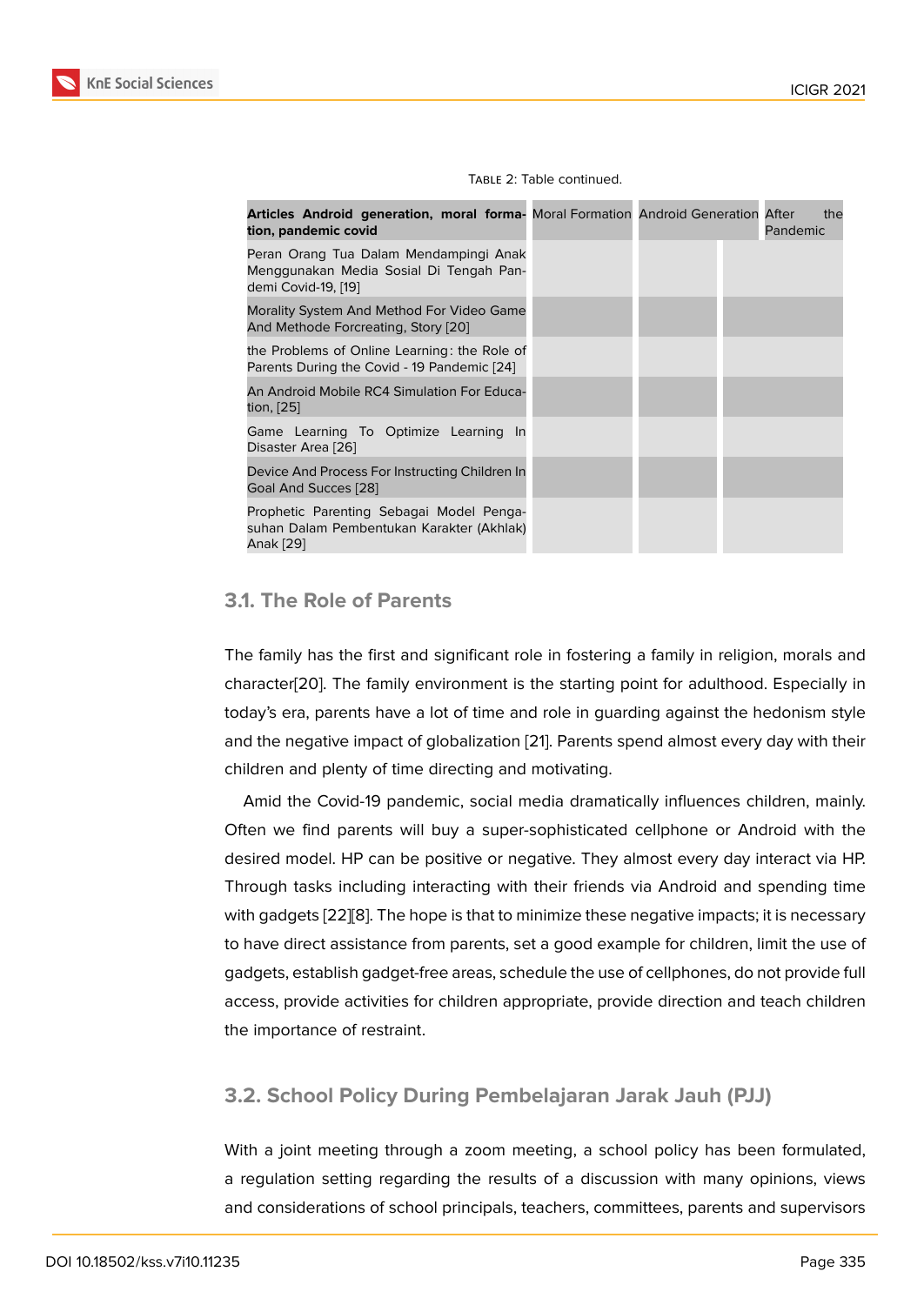Table 2: Table continued.

| Articles Android generation, moral formation, pandemic covid | Moral Formation | Android Generation | After the Pandemic |
|---|---|---|---|
| Peran Orang Tua Dalam Mendampingi Anak Menggunakan Media Sosial Di Tengah Pandemi Covid-19, [19] | | | |
| Morality System And Method For Video Game And Methode Forcreating, Story [20] | | | |
| the Problems of Online Learning: the Role of Parents During the Covid - 19 Pandemic [24] | | | |
| An Android Mobile RC4 Simulation For Education, [25] | | | |
| Game Learning To Optimize Learning In Disaster Area [26] | | | |
| Device And Process For Instructing Children In Goal And Succes [28] | | | |
| Prophetic Parenting Sebagai Model Pengasuhan Dalam Pembentukan Karakter (Akhlak) Anak [29] | | | |

### 3.1. The Role of Parents

The family has the first and significant role in fostering a family in religion, morals and character[20]. The family environment is the starting point for adulthood. Especially in today's era, parents have a lot of time and role in guarding against the hedonism style and the negative impact of globalization [21]. Parents spend almost every day with their children and plenty of time directing and motivating.

Amid the Covid-19 pandemic, social media dramatically influences children, mainly. Often we find parents will buy a super-sophisticated cellphone or Android with the desired model. HP can be positive or negative. They almost every day interact via HP. Through tasks including interacting with their friends via Android and spending time with gadgets [22][8]. The hope is that to minimize these negative impacts; it is necessary to have direct assistance from parents, set a good example for children, limit the use of gadgets, establish gadget-free areas, schedule the use of cellphones, do not provide full access, provide activities for children appropriate, provide direction and teach children the importance of restraint.

### 3.2. School Policy During Pembelajaran Jarak Jauh (PJJ)

With a joint meeting through a zoom meeting, a school policy has been formulated, a regulation setting regarding the results of a discussion with many opinions, views and considerations of school principals, teachers, committees, parents and supervisors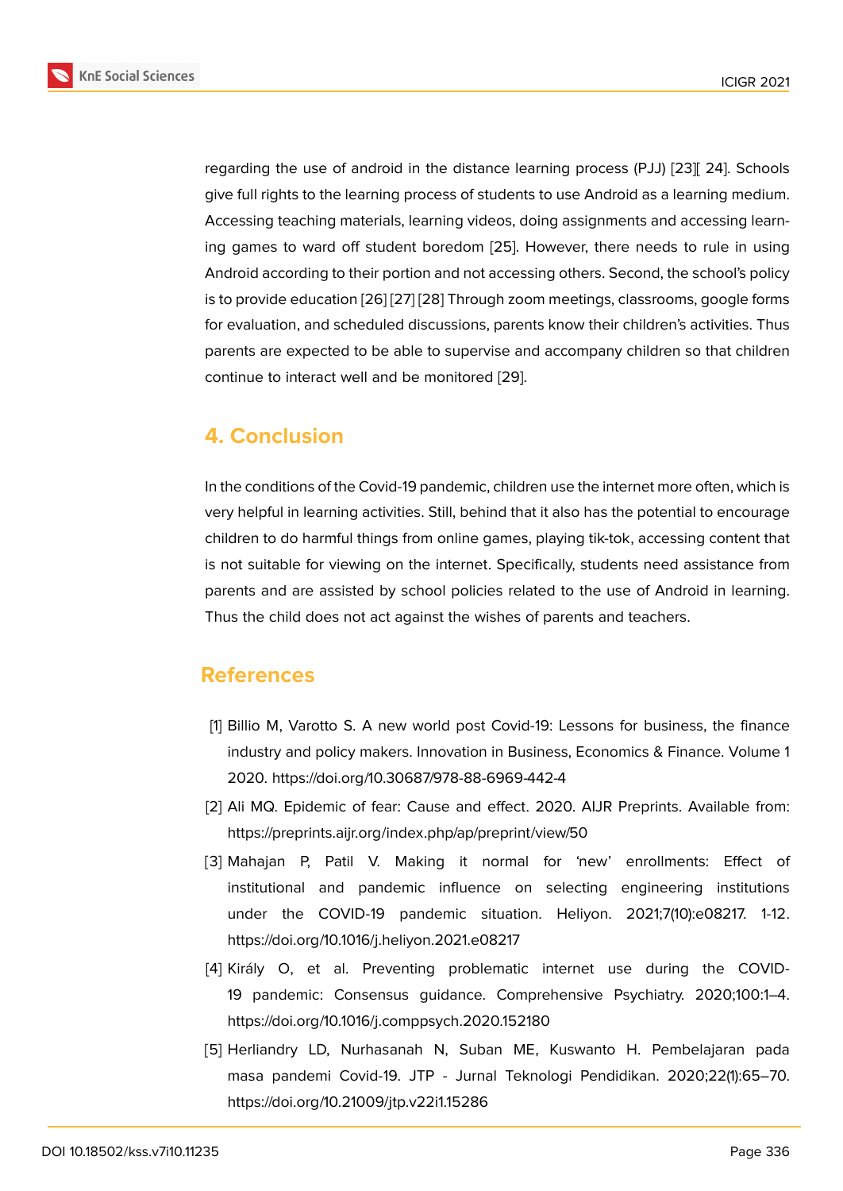regarding the use of android in the distance learning process (PJJ) [23][ 24]. Schools give full rights to the learning process of students to use Android as a learning medium. Accessing teaching materials, learning videos, doing assignments and accessing learning games to ward off student boredom [25]. However, there needs to rule in using Android according to their portion and not accessing others. Second, the school's policy is to provide education [26] [27] [28] Through zoom meetings, classrooms, google forms for evaluation, and scheduled discussions, parents know their children's activities. Thus parents are expected to be able to supervise and accompany children so that children continue to interact well and be monitored [29].

## 4. Conclusion

In the conditions of the Covid-19 pandemic, children use the internet more often, which is very helpful in learning activities. Still, behind that it also has the potential to encourage children to do harmful things from online games, playing tik-tok, accessing content that is not suitable for viewing on the internet. Specifically, students need assistance from parents and are assisted by school policies related to the use of Android in learning. Thus the child does not act against the wishes of parents and teachers.

## References

[1] Billio M, Varotto S. A new world post Covid-19: Lessons for business, the finance industry and policy makers. Innovation in Business, Economics & Finance. Volume 1 2020. https://doi.org/10.30687/978-88-6969-442-4

[2] Ali MQ. Epidemic of fear: Cause and effect. 2020. AIJR Preprints. Available from: https://preprints.aijr.org/index.php/ap/preprint/view/50

[3] Mahajan P, Patil V. Making it normal for 'new' enrollments: Effect of institutional and pandemic influence on selecting engineering institutions under the COVID-19 pandemic situation. Heliyon. 2021;7(10):e08217. 1-12. https://doi.org/10.1016/j.heliyon.2021.e08217

[4] Király O, et al. Preventing problematic internet use during the COVID-19 pandemic: Consensus guidance. Comprehensive Psychiatry. 2020;100:1–4. https://doi.org/10.1016/j.comppsych.2020.152180

[5] Herliandry LD, Nurhasanah N, Suban ME, Kuswanto H. Pembelajaran pada masa pandemi Covid-19. JTP - Jurnal Teknologi Pendidikan. 2020;22(1):65–70. https://doi.org/10.21009/jtp.v22i1.15286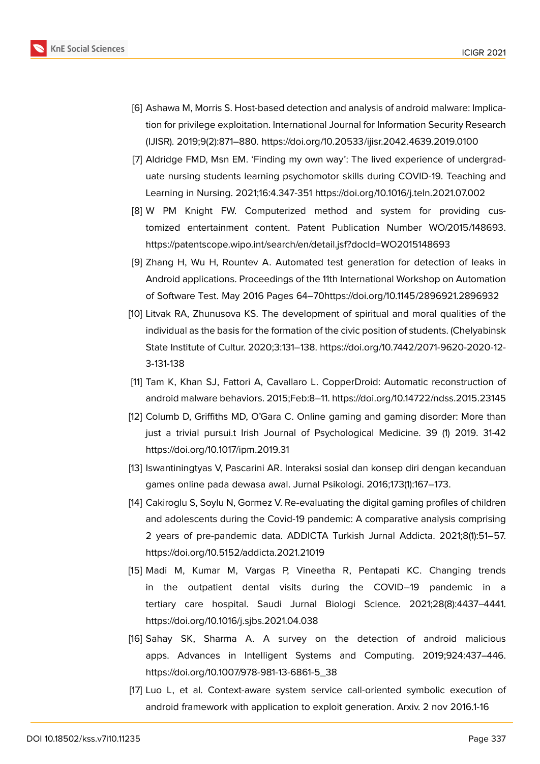[6] Ashawa M, Morris S. Host-based detection and analysis of android malware: Implication for privilege exploitation. International Journal for Information Security Research (IJISR). 2019;9(2):871–880. https://doi.org/10.20533/ijisr.2042.4639.2019.0100

[7] Aldridge FMD, Msn EM. 'Finding my own way': The lived experience of undergraduate nursing students learning psychomotor skills during COVID-19. Teaching and Learning in Nursing. 2021;16:4.347-351 https://doi.org/10.1016/j.teln.2021.07.002

[8] W PM Knight FW. Computerized method and system for providing customized entertainment content. Patent Publication Number WO/2015/148693. https://patentscope.wipo.int/search/en/detail.jsf?docId=WO2015148693

[9] Zhang H, Wu H, Rountev A. Automated test generation for detection of leaks in Android applications. Proceedings of the 11th International Workshop on Automation of Software Test. May 2016 Pages 64–70https://doi.org/10.1145/2896921.2896932

[10] Litvak RA, Zhunusova KS. The development of spiritual and moral qualities of the individual as the basis for the formation of the civic position of students. (Chelyabinsk State Institute of Cultur. 2020;3:131–138. https://doi.org/10.7442/2071-9620-2020-12-3-131-138

[11] Tam K, Khan SJ, Fattori A, Cavallaro L. CopperDroid: Automatic reconstruction of android malware behaviors. 2015;Feb:8–11. https://doi.org/10.14722/ndss.2015.23145

[12] Columb D, Griffiths MD, O'Gara C. Online gaming and gaming disorder: More than just a trivial pursui.t Irish Journal of Psychological Medicine. 39 (1) 2019. 31-42 https://doi.org/10.1017/ipm.2019.31

[13] Iswantiningtyas V, Pascarini AR. Interaksi sosial dan konsep diri dengan kecanduan games online pada dewasa awal. Jurnal Psikologi. 2016;173(1):167–173.

[14] Cakiroglu S, Soylu N, Gormez V. Re-evaluating the digital gaming profiles of children and adolescents during the Covid-19 pandemic: A comparative analysis comprising 2 years of pre-pandemic data. ADDICTA Turkish Jurnal Addicta. 2021;8(1):51–57. https://doi.org/10.5152/addicta.2021.21019

[15] Madi M, Kumar M, Vargas P, Vineetha R, Pentapati KC. Changing trends in the outpatient dental visits during the COVID–19 pandemic in a tertiary care hospital. Saudi Jurnal Biologi Science. 2021;28(8):4437–4441. https://doi.org/10.1016/j.sjbs.2021.04.038

[16] Sahay SK, Sharma A. A survey on the detection of android malicious apps. Advances in Intelligent Systems and Computing. 2019;924:437–446. https://doi.org/10.1007/978-981-13-6861-5_38

[17] Luo L, et al. Context-aware system service call-oriented symbolic execution of android framework with application to exploit generation. Arxiv. 2 nov 2016.1-16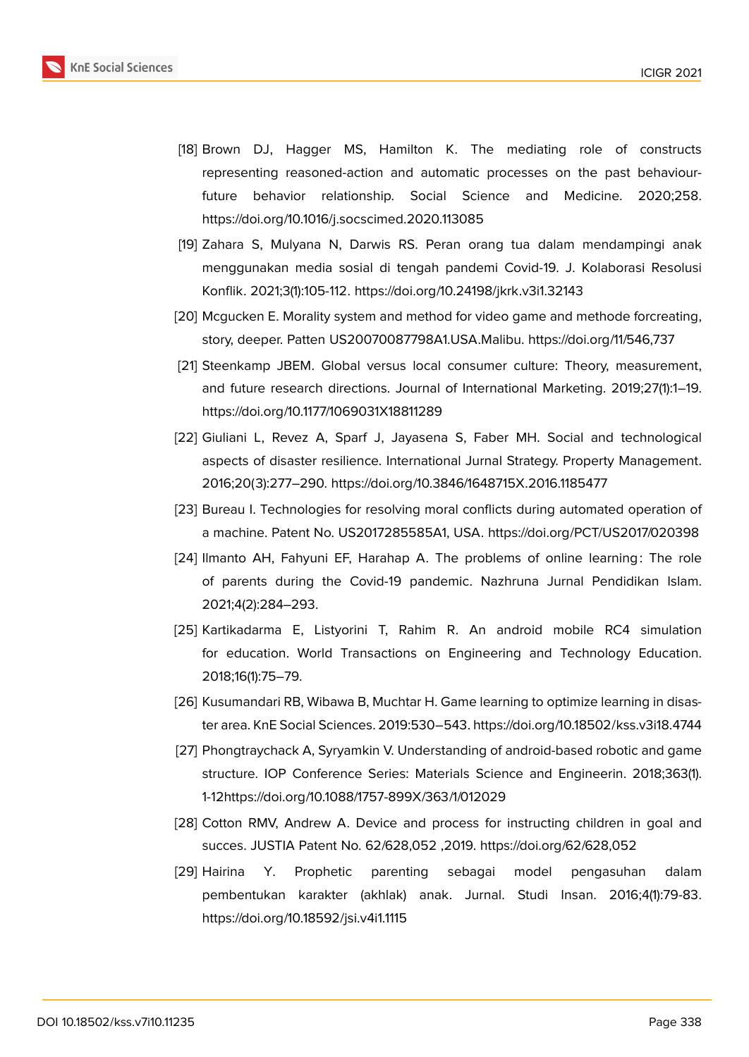[18] Brown DJ, Hagger MS, Hamilton K. The mediating role of constructs representing reasoned-action and automatic processes on the past behaviour-future behavior relationship. Social Science and Medicine. 2020;258. https://doi.org/10.1016/j.socscimed.2020.113085

[19] Zahara S, Mulyana N, Darwis RS. Peran orang tua dalam mendampingi anak menggunakan media sosial di tengah pandemi Covid-19. J. Kolaborasi Resolusi Konflik. 2021;3(1):105-112. https://doi.org/10.24198/jkrk.v3i1.32143

[20] Mcgucken E. Morality system and method for video game and methode forcreating, story, deeper. Patten US20070087798A1.USA.Malibu. https://doi.org/11/546,737

[21] Steenkamp JBEM. Global versus local consumer culture: Theory, measurement, and future research directions. Journal of International Marketing. 2019;27(1):1–19. https://doi.org/10.1177/1069031X18811289

[22] Giuliani L, Revez A, Sparf J, Jayasena S, Faber MH. Social and technological aspects of disaster resilience. International Jurnal Strategy. Property Management. 2016;20(3):277–290. https://doi.org/10.3846/1648715X.2016.1185477

[23] Bureau I. Technologies for resolving moral conflicts during automated operation of a machine. Patent No. US2017285585A1, USA. https://doi.org/PCT/US2017/020398

[24] Ilmanto AH, Fahyuni EF, Harahap A. The problems of online learning: The role of parents during the Covid-19 pandemic. Nazhruna Jurnal Pendidikan Islam. 2021;4(2):284–293.

[25] Kartikadarma E, Listyorini T, Rahim R. An android mobile RC4 simulation for education. World Transactions on Engineering and Technology Education. 2018;16(1):75–79.

[26] Kusumandari RB, Wibawa B, Muchtar H. Game learning to optimize learning in disaster area. KnE Social Sciences. 2019:530–543. https://doi.org/10.18502/kss.v3i18.4744

[27] Phongtraychack A, Syryamkin V. Understanding of android-based robotic and game structure. IOP Conference Series: Materials Science and Engineerin. 2018;363(1). 1-12https://doi.org/10.1088/1757-899X/363/1/012029

[28] Cotton RMV, Andrew A. Device and process for instructing children in goal and succes. JUSTIA Patent No. 62/628,052 ,2019. https://doi.org/62/628,052

[29] Hairina Y. Prophetic parenting sebagai model pengasuhan dalam pembentukan karakter (akhlak) anak. Jurnal. Studi Insan. 2016;4(1):79-83. https://doi.org/10.18592/jsi.v4i1.1115